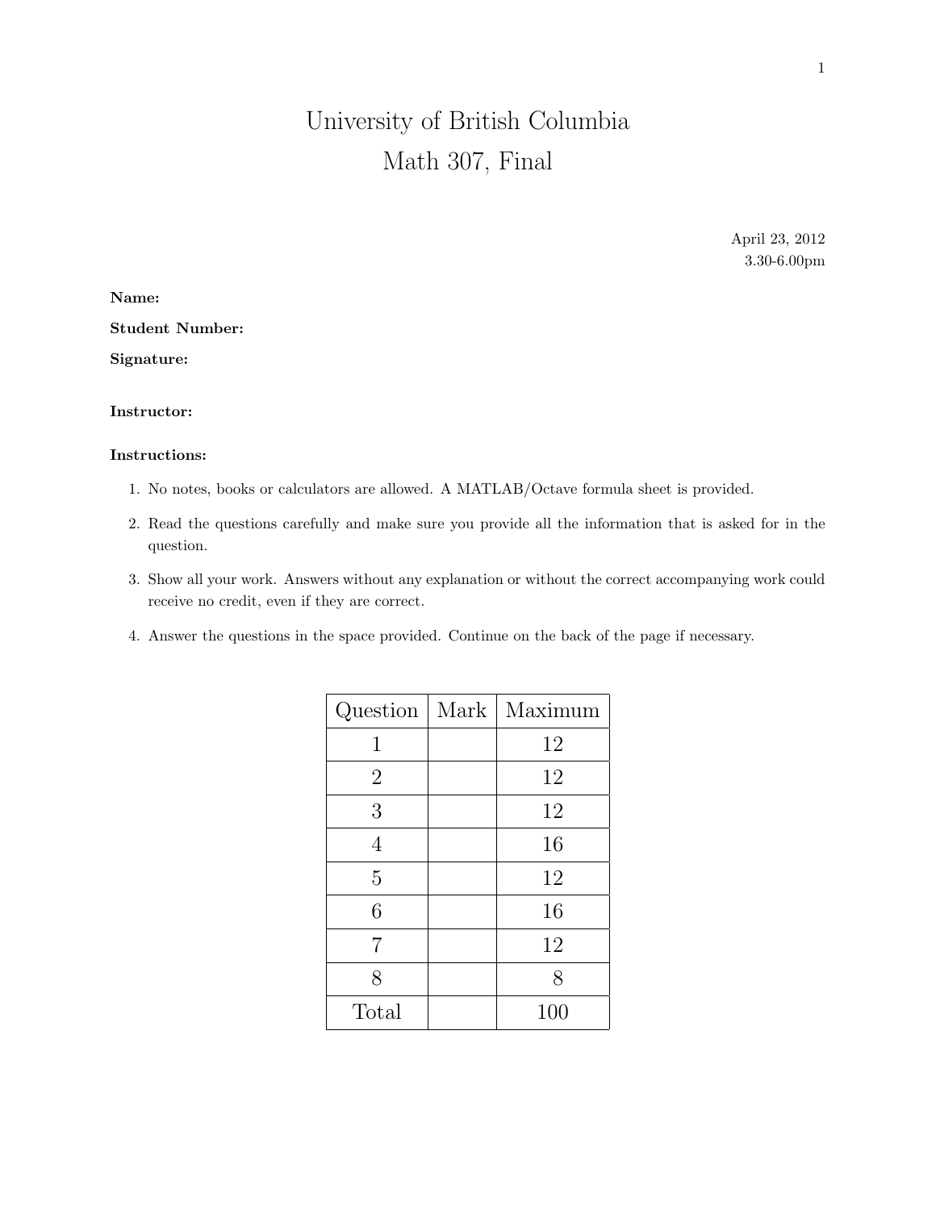# University of British Columbia
# Math 307, Final

April 23, 2012
3.30-6.00pm

**Name:**

**Student Number:**

**Signature:**

**Instructor:**

**Instructions:**

1. No notes, books or calculators are allowed. A MATLAB/Octave formula sheet is provided.
2. Read the questions carefully and make sure you provide all the information that is asked for in the question.
3. Show all your work. Answers without any explanation or without the correct accompanying work could receive no credit, even if they are correct.
4. Answer the questions in the space provided. Continue on the back of the page if necessary.

| Question | Mark | Maximum |
|---|---|---|
| 1 | | 12 |
| 2 | | 12 |
| 3 | | 12 |
| 4 | | 16 |
| 5 | | 12 |
| 6 | | 16 |
| 7 | | 12 |
| 8 | | 8 |
| Total | | 100 |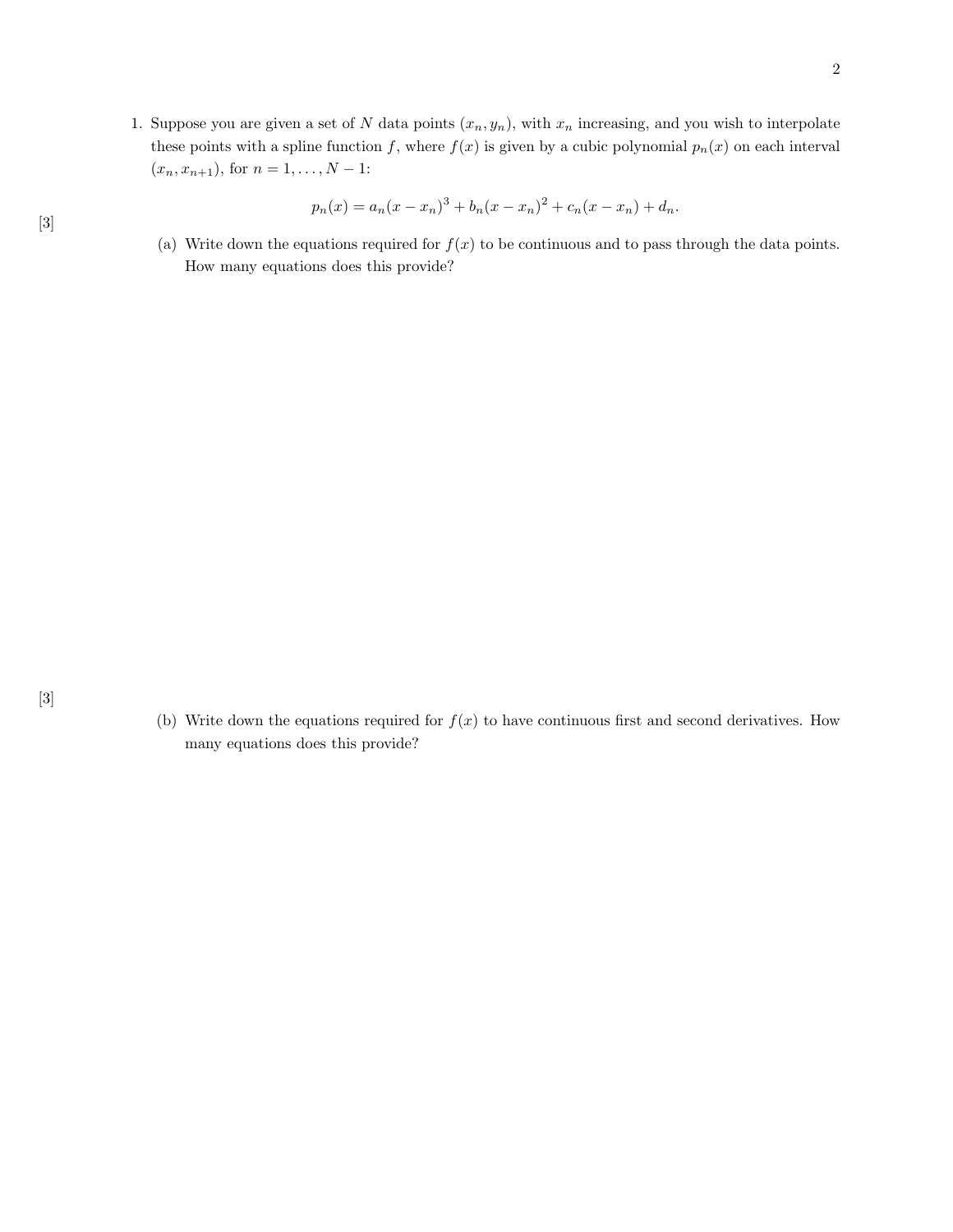1. Suppose you are given a set of $N$ data points $(x_n, y_n)$, with $x_n$ increasing, and you wish to interpolate these points with a spline function $f$, where $f(x)$ is given by a cubic polynomial $p_n(x)$ on each interval $(x_n, x_{n+1})$, for $n = 1, \ldots, N-1$:

$$p_n(x) = a_n(x - x_n)^3 + b_n(x - x_n)^2 + c_n(x - x_n) + d_n.$$

[3] (a) Write down the equations required for $f(x)$ to be continuous and to pass through the data points. How many equations does this provide?

[3] (b) Write down the equations required for $f(x)$ to have continuous first and second derivatives. How many equations does this provide?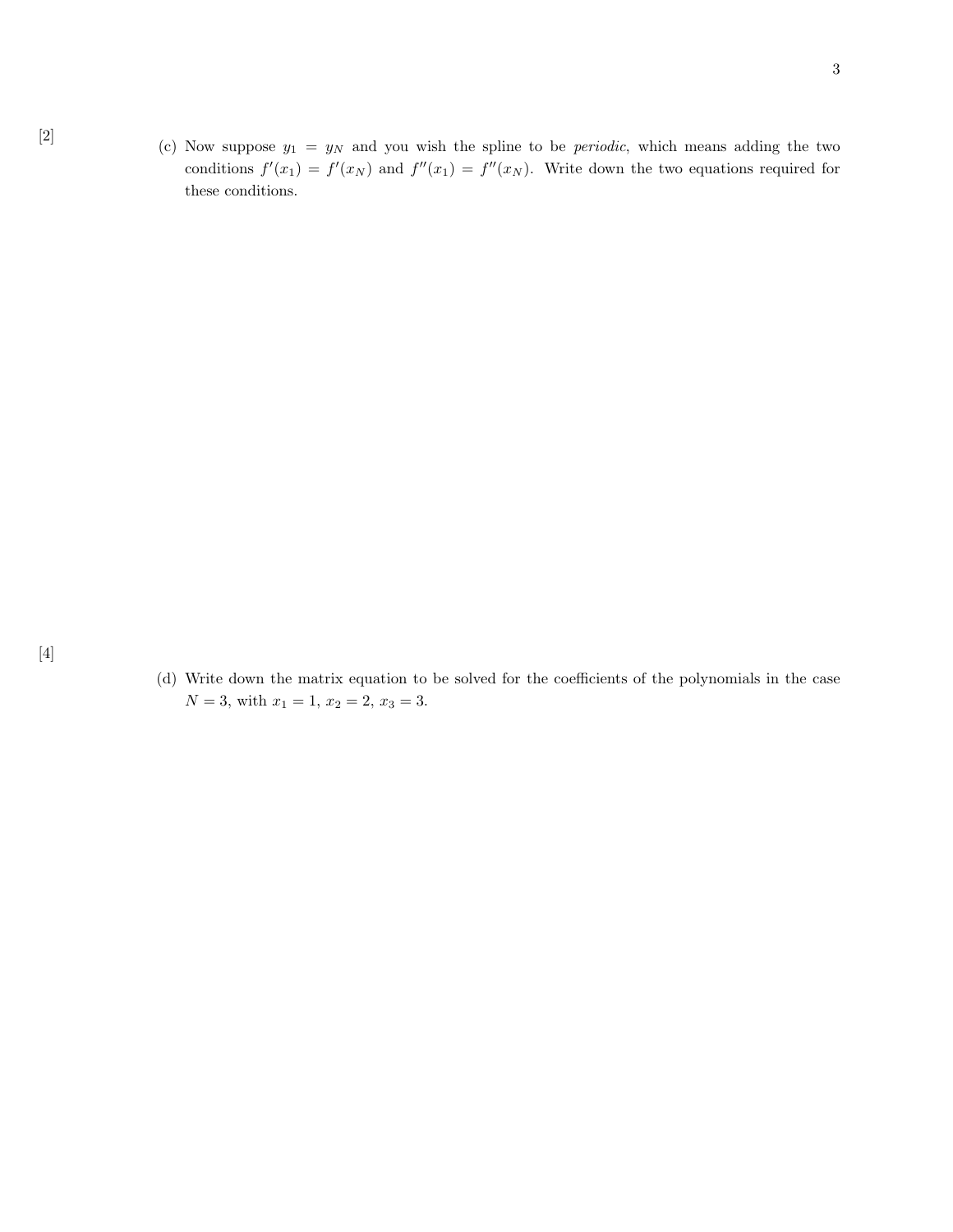[2]

(c) Now suppose $y_1 = y_N$ and you wish the spline to be *periodic*, which means adding the two conditions $f'(x_1) = f'(x_N)$ and $f''(x_1) = f''(x_N)$. Write down the two equations required for these conditions.

[4]

(d) Write down the matrix equation to be solved for the coefficients of the polynomials in the case $N = 3$, with $x_1 = 1$, $x_2 = 2$, $x_3 = 3$.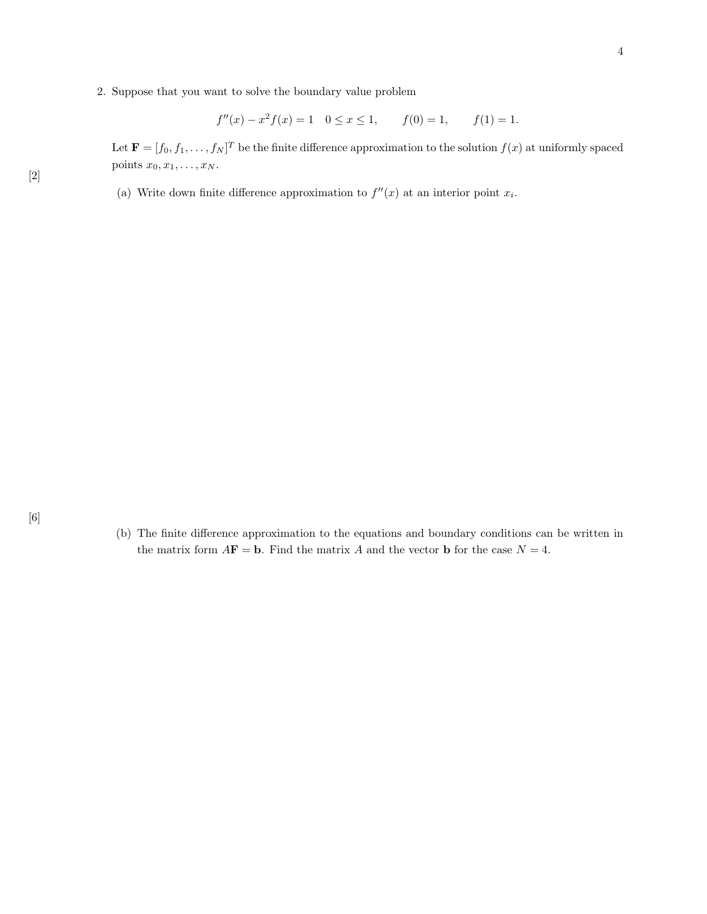2. Suppose that you want to solve the boundary value problem

$$f''(x) - x^2 f(x) = 1 \quad 0 \leq x \leq 1, \qquad f(0) = 1, \qquad f(1) = 1.$$

Let $\mathbf{F} = [f_0, f_1, \ldots, f_N]^T$ be the finite difference approximation to the solution $f(x)$ at uniformly spaced points $x_0, x_1, \ldots, x_N$.

[2] (a) Write down finite difference approximation to $f''(x)$ at an interior point $x_i$.

[6] (b) The finite difference approximation to the equations and boundary conditions can be written in the matrix form $A\mathbf{F} = \mathbf{b}$. Find the matrix $A$ and the vector $\mathbf{b}$ for the case $N = 4$.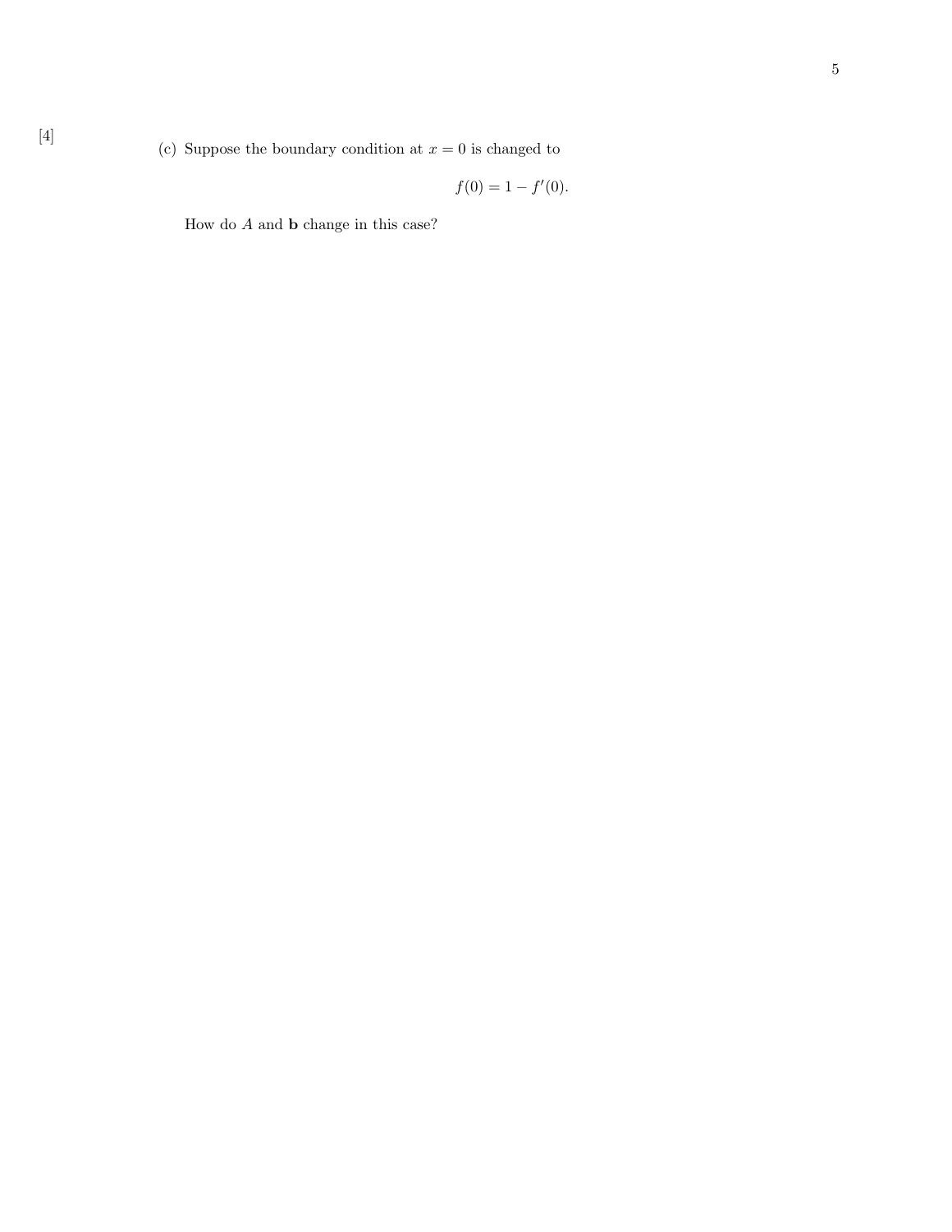[4]

(c) Suppose the boundary condition at $x = 0$ is changed to

$$f(0) = 1 - f'(0).$$

How do $A$ and $\mathbf{b}$ change in this case?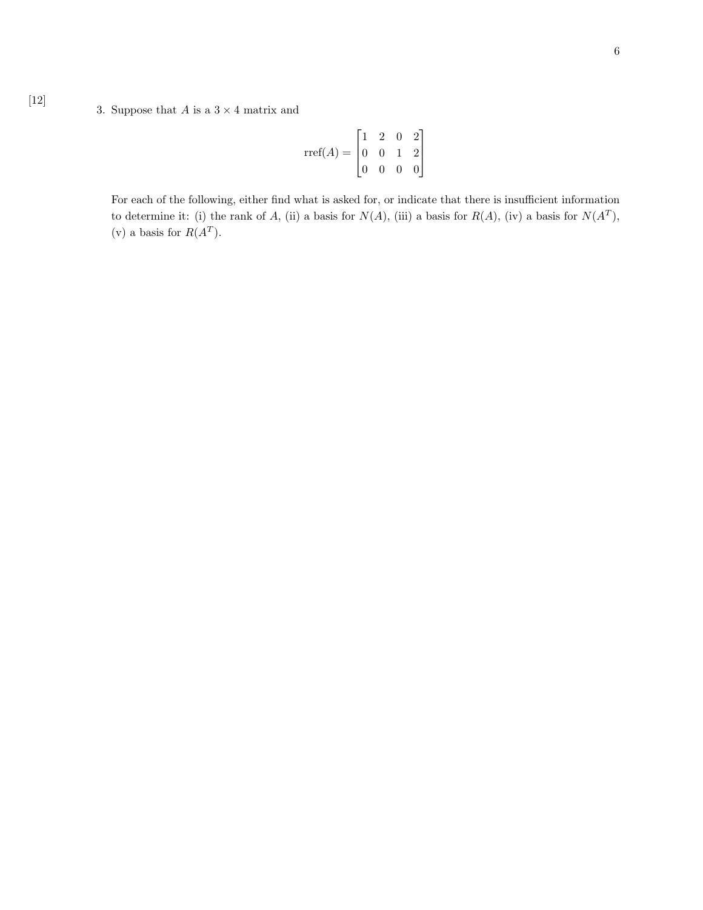[12]

3. Suppose that $A$ is a $3 \times 4$ matrix and

$$\text{rref}(A) = \begin{bmatrix} 1 & 2 & 0 & 2 \\ 0 & 0 & 1 & 2 \\ 0 & 0 & 0 & 0 \end{bmatrix}$$

For each of the following, either find what is asked for, or indicate that there is insufficient information to determine it: (i) the rank of $A$, (ii) a basis for $N(A)$, (iii) a basis for $R(A)$, (iv) a basis for $N(A^T)$, (v) a basis for $R(A^T)$.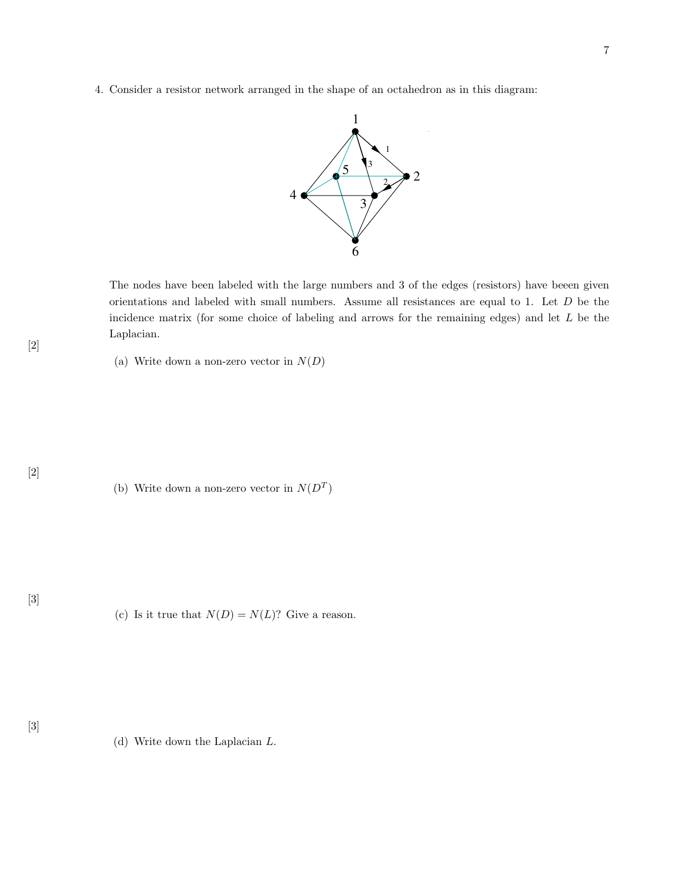4. Consider a resistor network arranged in the shape of an octahedron as in this diagram:

The nodes have been labeled with the large numbers and 3 of the edges (resistors) have beeen given orientations and labeled with small numbers. Assume all resistances are equal to 1. Let $D$ be the incidence matrix (for some choice of labeling and arrows for the remaining edges) and let $L$ be the Laplacian.

[2] (a) Write down a non-zero vector in $N(D)$

[2] (b) Write down a non-zero vector in $N(D^T)$

[3] (c) Is it true that $N(D) = N(L)$? Give a reason.

[3] (d) Write down the Laplacian $L$.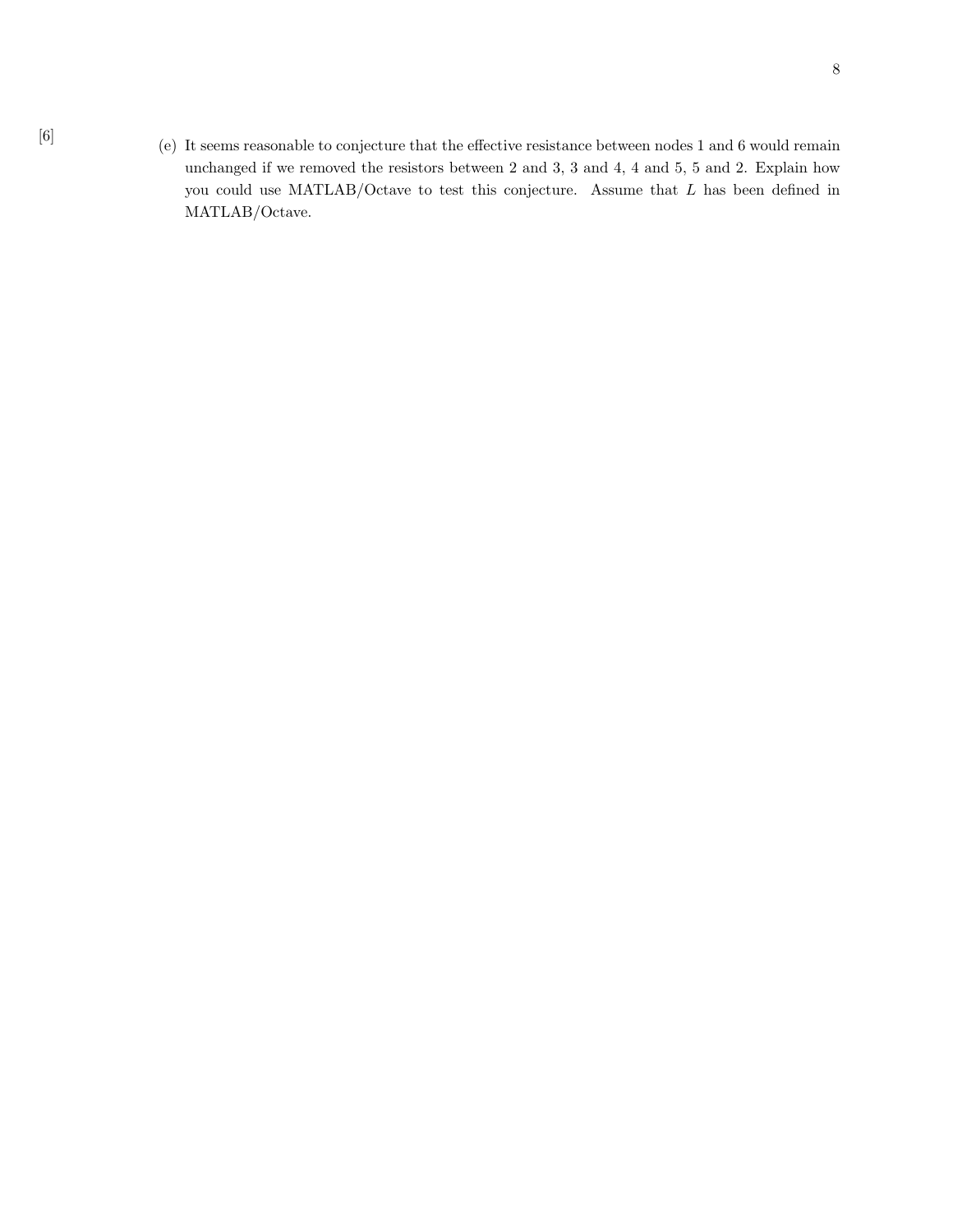[6]

(e) It seems reasonable to conjecture that the effective resistance between nodes 1 and 6 would remain unchanged if we removed the resistors between 2 and 3, 3 and 4, 4 and 5, 5 and 2. Explain how you could use MATLAB/Octave to test this conjecture. Assume that $L$ has been defined in MATLAB/Octave.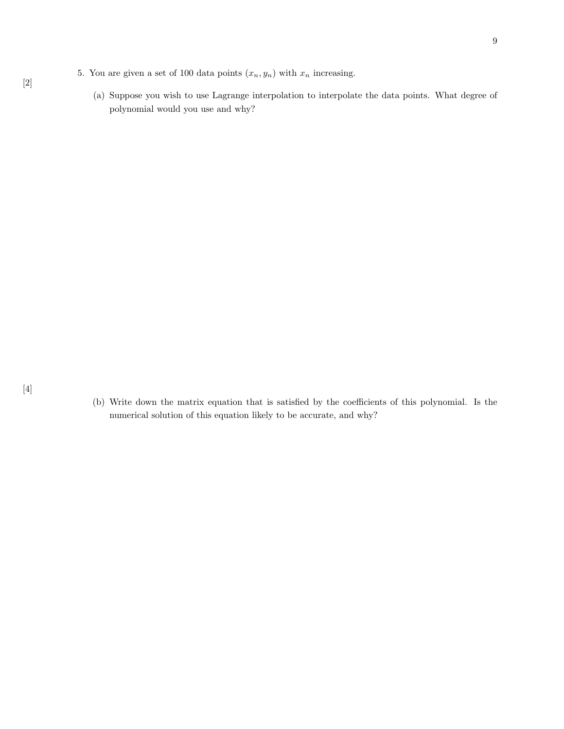5. You are given a set of 100 data points $(x_n, y_n)$ with $x_n$ increasing.

[2]

   (a) Suppose you wish to use Lagrange interpolation to interpolate the data points. What degree of polynomial would you use and why?

[4]

   (b) Write down the matrix equation that is satisfied by the coefficients of this polynomial. Is the numerical solution of this equation likely to be accurate, and why?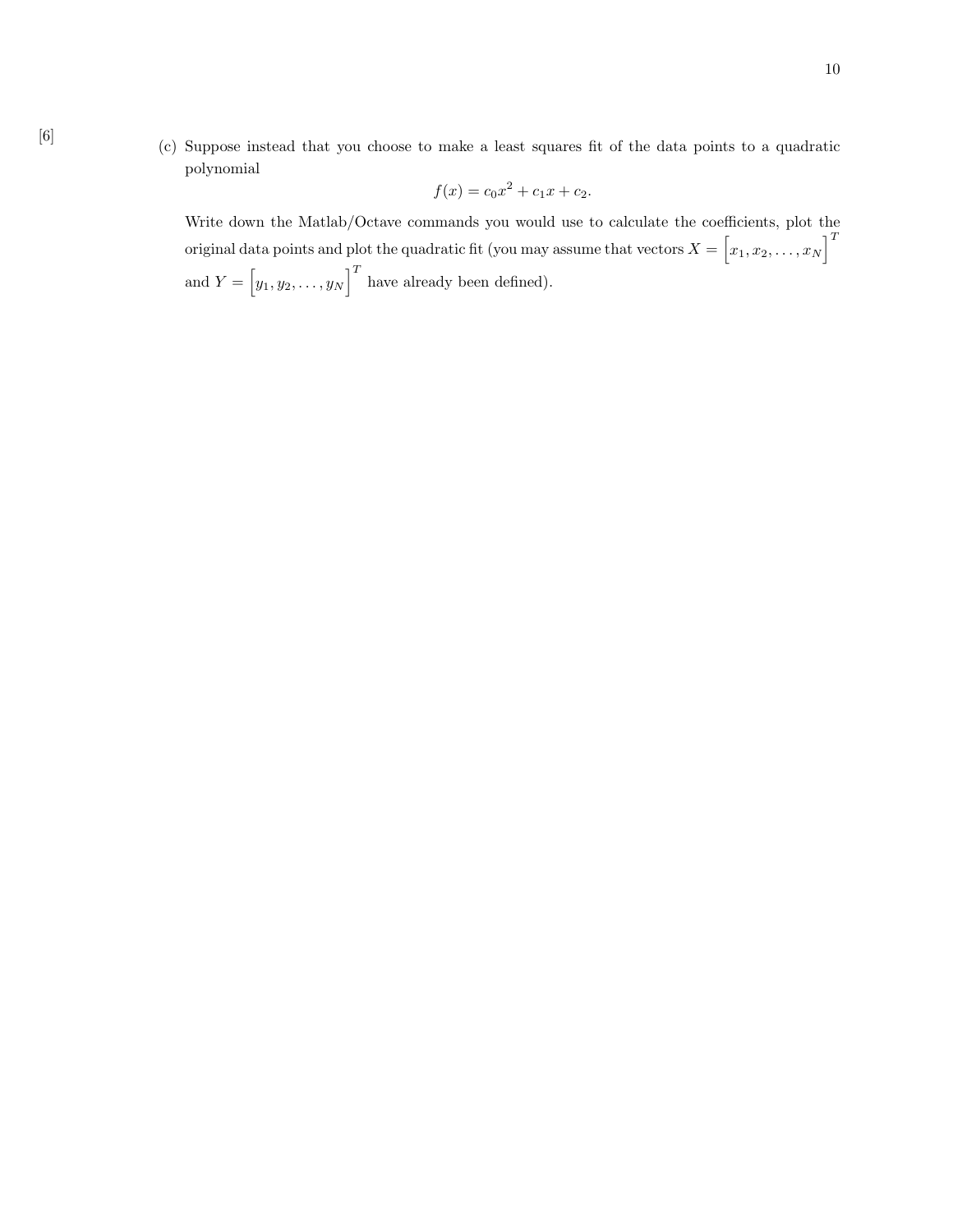[6]

(c) Suppose instead that you choose to make a least squares fit of the data points to a quadratic polynomial

$$f(x) = c_0 x^2 + c_1 x + c_2.$$

Write down the Matlab/Octave commands you would use to calculate the coefficients, plot the original data points and plot the quadratic fit (you may assume that vectors $X = \left[x_1, x_2, \ldots, x_N\right]^T$ and $Y = \left[y_1, y_2, \ldots, y_N\right]^T$ have already been defined).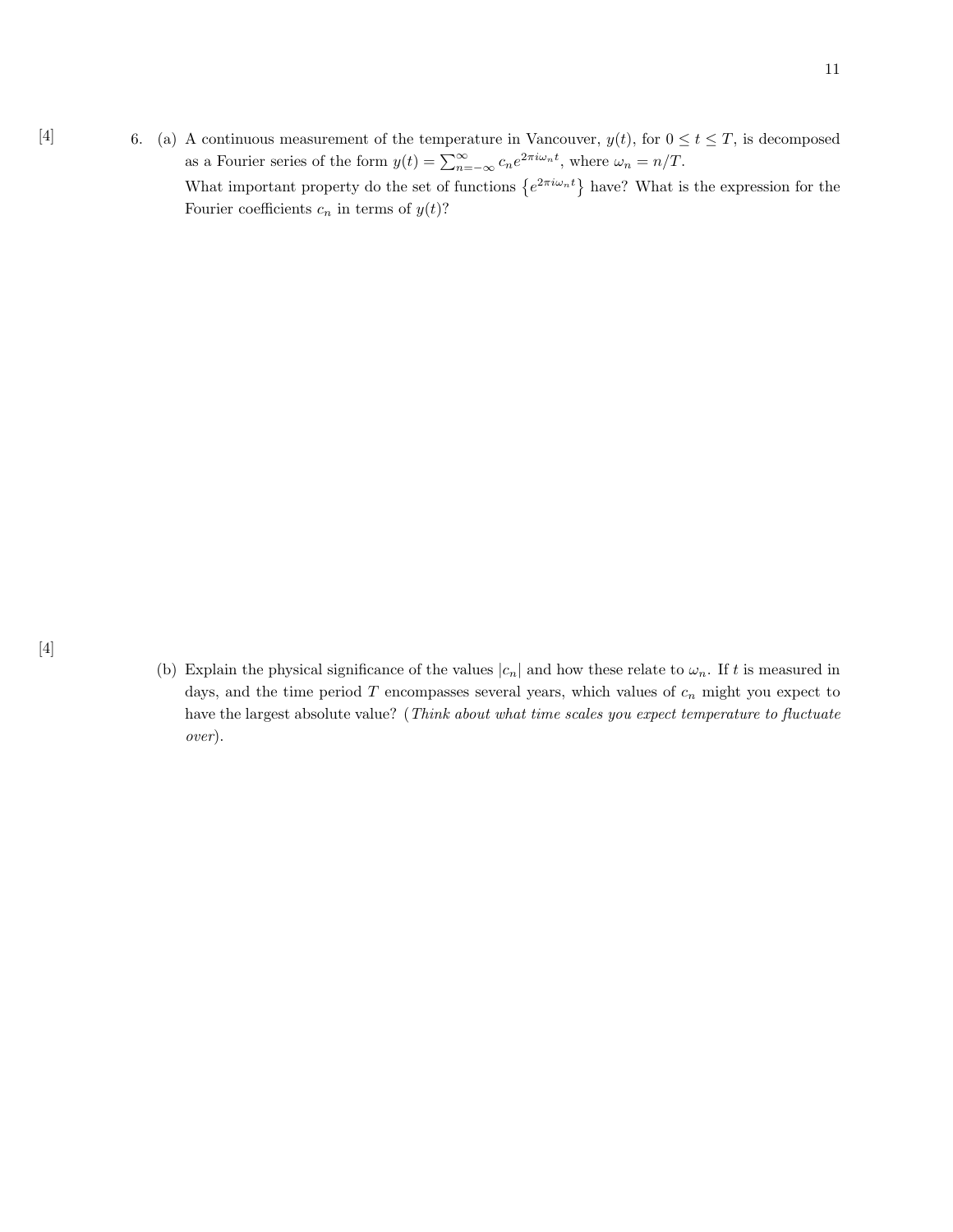[4] 6. (a) A continuous measurement of the temperature in Vancouver, $y(t)$, for $0 \leq t \leq T$, is decomposed as a Fourier series of the form $y(t) = \sum_{n=-\infty}^{\infty} c_n e^{2\pi i \omega_n t}$, where $\omega_n = n/T$.

What important property do the set of functions $\left\{e^{2\pi i \omega_n t}\right\}$ have? What is the expression for the Fourier coefficients $c_n$ in terms of $y(t)$?

[4] (b) Explain the physical significance of the values $|c_n|$ and how these relate to $\omega_n$. If $t$ is measured in days, and the time period $T$ encompasses several years, which values of $c_n$ might you expect to have the largest absolute value? (*Think about what time scales you expect temperature to fluctuate over*).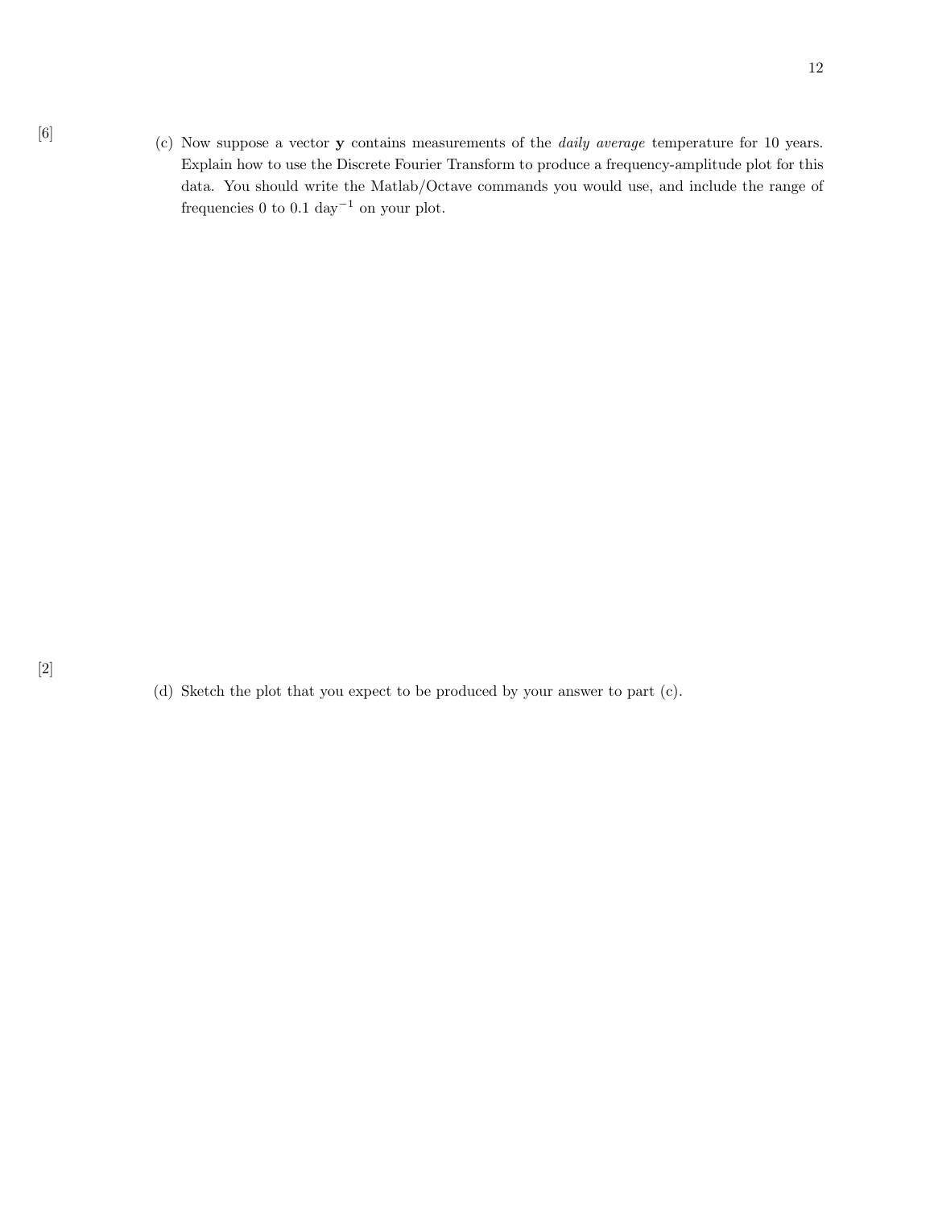[6]

(c) Now suppose a vector **y** contains measurements of the *daily average* temperature for 10 years. Explain how to use the Discrete Fourier Transform to produce a frequency-amplitude plot for this data. You should write the Matlab/Octave commands you would use, and include the range of frequencies 0 to 0.1 $\text{day}^{-1}$ on your plot.

[2]

(d) Sketch the plot that you expect to be produced by your answer to part (c).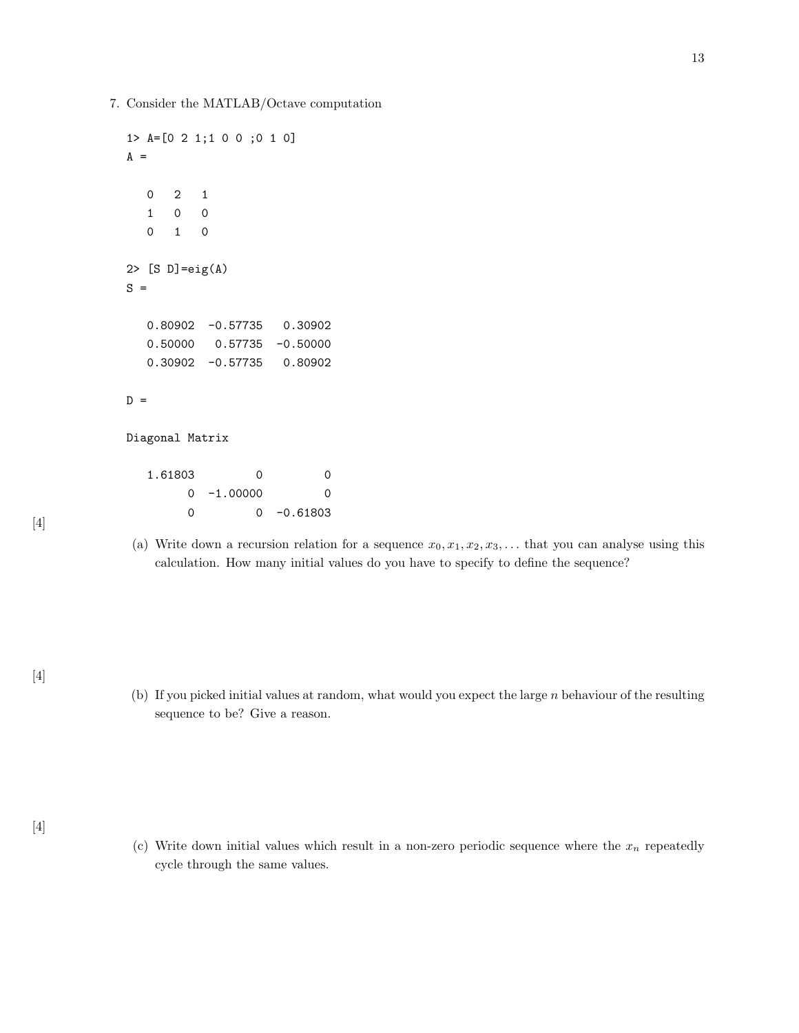7. Consider the MATLAB/Octave computation

```
1> A=[0 2 1;1 0 0 ;0 1 0]
A =

   0   2   1
   1   0   0
   0   1   0

2> [S D]=eig(A)
S =

   0.80902  -0.57735   0.30902
   0.50000   0.57735  -0.50000
   0.30902  -0.57735   0.80902

D =

Diagonal Matrix

   1.61803         0         0
         0  -1.00000         0
         0         0  -0.61803
```

[4]

(a) Write down a recursion relation for a sequence $x_0, x_1, x_2, x_3, \ldots$ that you can analyse using this calculation. How many initial values do you have to specify to define the sequence?

[4]

(b) If you picked initial values at random, what would you expect the large $n$ behaviour of the resulting sequence to be? Give a reason.

[4]

(c) Write down initial values which result in a non-zero periodic sequence where the $x_n$ repeatedly cycle through the same values.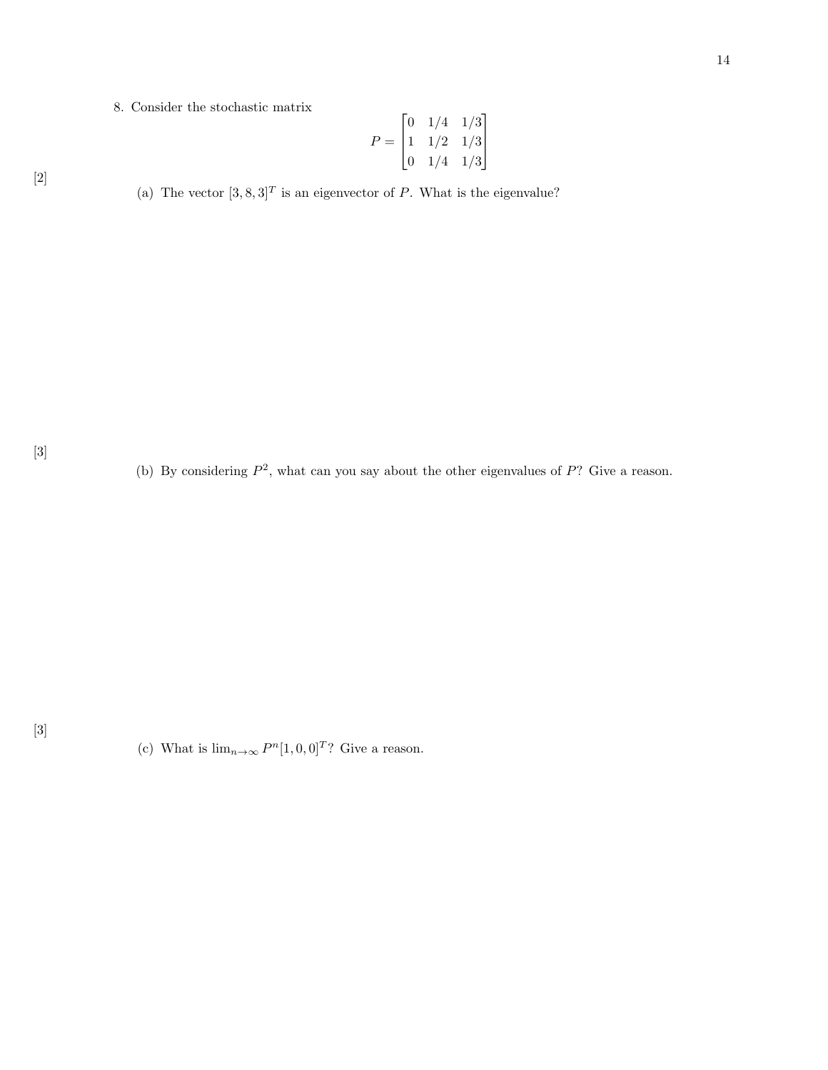8. Consider the stochastic matrix

$$P = \begin{bmatrix} 0 & 1/4 & 1/3 \\ 1 & 1/2 & 1/3 \\ 0 & 1/4 & 1/3 \end{bmatrix}$$

[2]

(a) The vector $[3, 8, 3]^T$ is an eigenvector of $P$. What is the eigenvalue?

[3]

(b) By considering $P^2$, what can you say about the other eigenvalues of $P$? Give a reason.

[3]

(c) What is $\lim_{n \to \infty} P^n [1, 0, 0]^T$? Give a reason.